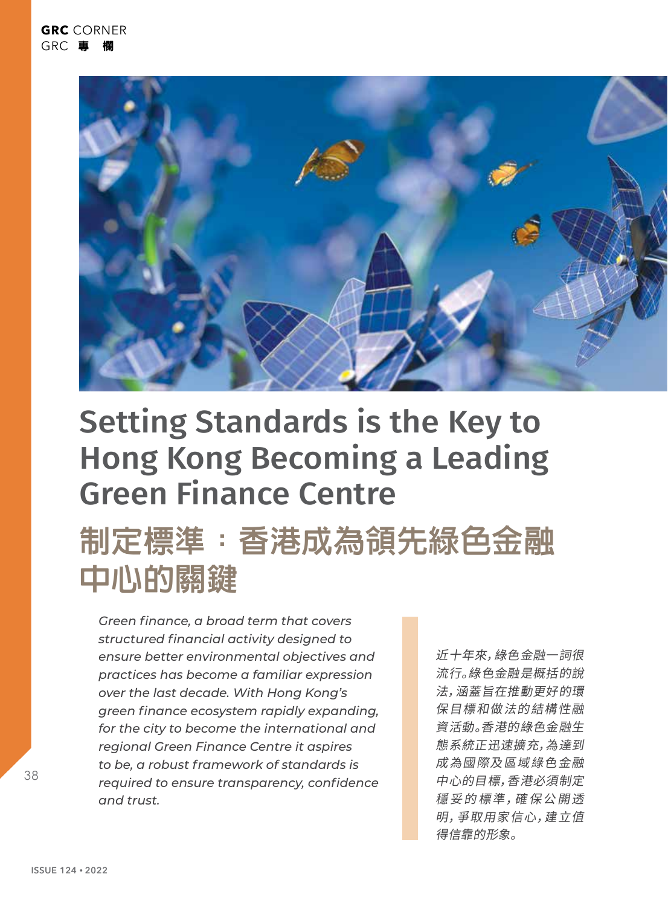# Setting Standards is the Key to Hong Kong Becoming a Leading Green Finance Centre

# 制定標準：香港成為領先綠色金融中心的關鍵

*Green finance, a broad term that covers structured financial activity designed to ensure better environmental objectives and practices has become a familiar expression over the last decade. With Hong Kong's green finance ecosystem rapidly expanding, for the city to become the international and regional Green Finance Centre it aspires to be, a robust framework of standards is required to ensure transparency, confidence and trust.*

*近十年來，綠色金融一詞很流行。綠色金融是概括的說法，涵蓋旨在推動更好的環保目標和做法的結構性融資活動。香港的綠色金融生態系統正迅速擴充，為達到成為國際及區域綠色金融中心的目標，香港必須制定穩妥的標準，確保公開透明，爭取用家信心，建立值得信靠的形象。*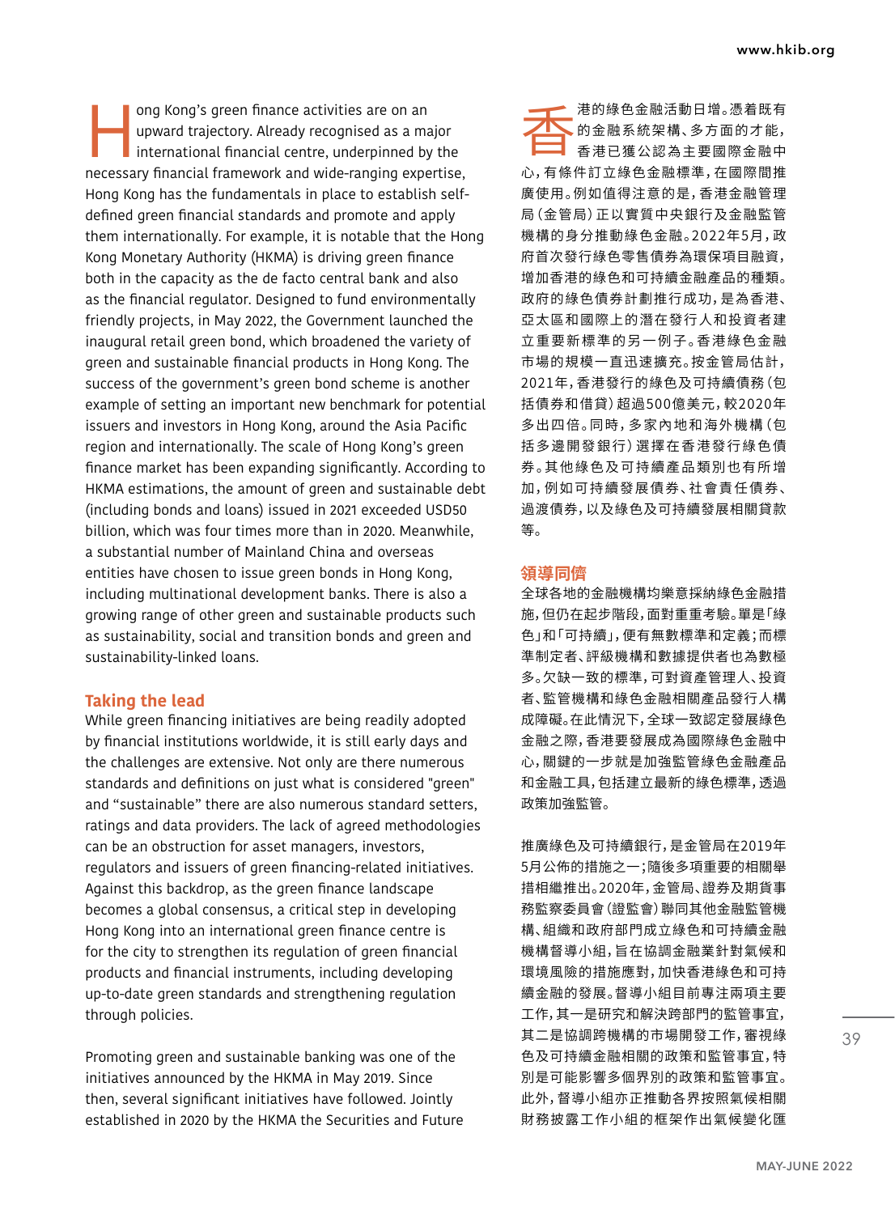Hong Kong's green finance activities are on an upward trajectory. Already recognised as a major international financial centre, underpinned by the necessary financial framework and wide-ranging expertise, Hong Kong has the fundamentals in place to establish self-defined green financial standards and promote and apply them internationally. For example, it is notable that the Hong Kong Monetary Authority (HKMA) is driving green finance both in the capacity as the de facto central bank and also as the financial regulator. Designed to fund environmentally friendly projects, in May 2022, the Government launched the inaugural retail green bond, which broadened the variety of green and sustainable financial products in Hong Kong. The success of the government's green bond scheme is another example of setting an important new benchmark for potential issuers and investors in Hong Kong, around the Asia Pacific region and internationally. The scale of Hong Kong's green finance market has been expanding significantly. According to HKMA estimations, the amount of green and sustainable debt (including bonds and loans) issued in 2021 exceeded USD50 billion, which was four times more than in 2020. Meanwhile, a substantial number of Mainland China and overseas entities have chosen to issue green bonds in Hong Kong, including multinational development banks. There is also a growing range of other green and sustainable products such as sustainability, social and transition bonds and green and sustainability-linked loans.

## Taking the lead

While green financing initiatives are being readily adopted by financial institutions worldwide, it is still early days and the challenges are extensive. Not only are there numerous standards and definitions on just what is considered "green" and "sustainable" there are also numerous standard setters, ratings and data providers. The lack of agreed methodologies can be an obstruction for asset managers, investors, regulators and issuers of green financing-related initiatives. Against this backdrop, as the green finance landscape becomes a global consensus, a critical step in developing Hong Kong into an international green finance centre is for the city to strengthen its regulation of green financial products and financial instruments, including developing up-to-date green standards and strengthening regulation through policies.

Promoting green and sustainable banking was one of the initiatives announced by the HKMA in May 2019. Since then, several significant initiatives have followed. Jointly established in 2020 by the HKMA the Securities and Future

香港的綠色金融活動日增。憑着既有的金融系統架構、多方面的才能，香港已獲公認為主要國際金融中心，有條件訂立綠色金融標準，在國際間推廣使用。例如值得注意的是，香港金融管理局（金管局）正以實質中央銀行及金融監管機構的身分推動綠色金融。2022年5月，政府首次發行綠色零售債券為環保項目融資，增加香港的綠色和可持續金融產品的種類。政府的綠色債券計劃推行成功，是為香港、亞太區和國際上的潛在發行人和投資者建立重要新標準的另一例子。香港綠色金融市場的規模一直迅速擴充。按金管局估計，2021年，香港發行的綠色及可持續債務（包括債券和借貸）超過500億美元，較2020年多出四倍。同時，多家內地和海外機構（包括多邊開發銀行）選擇在香港發行綠色債券。其他綠色及可持續產品類別也有所增加，例如可持續發展債券、社會責任債券、過渡債券，以及綠色及可持續發展相關貸款等。

## 領導同儕

全球各地的金融機構均樂意採納綠色金融措施，但仍在起步階段，面對重重考驗。單是「綠色」和「可持續」，便有無數標準和定義；而標準制定者、評級機構和數據提供者也為數極多。欠缺一致的標準，可對資產管理人、投資者、監管機構和綠色金融相關產品發行人構成障礙。在此情況下，全球一致認定發展綠色金融之際，香港要發展成為國際綠色金融中心，關鍵的一步就是加強監管綠色金融產品和金融工具，包括建立最新的綠色標準，透過政策加強監管。

推廣綠色及可持續銀行，是金管局在2019年5月公佈的措施之一；隨後多項重要的相關舉措相繼推出。2020年，金管局、證券及期貨事務監察委員會（證監會）聯同其他金融監管機構、組織和政府部門成立綠色和可持續金融機構督導小組，旨在協調金融業針對氣候和環境風險的措施應對，加快香港綠色和可持續金融的發展。督導小組目前專注兩項主要工作，其一是研究和解決跨部門的監管事宜，其二是協調跨機構的市場開發工作，審視綠色及可持續金融相關的政策和監管事宜，特別是可能影響多個界別的政策和監管事宜。此外，督導小組亦正推動各界按照氣候相關財務披露工作小組的框架作出氣候變化匯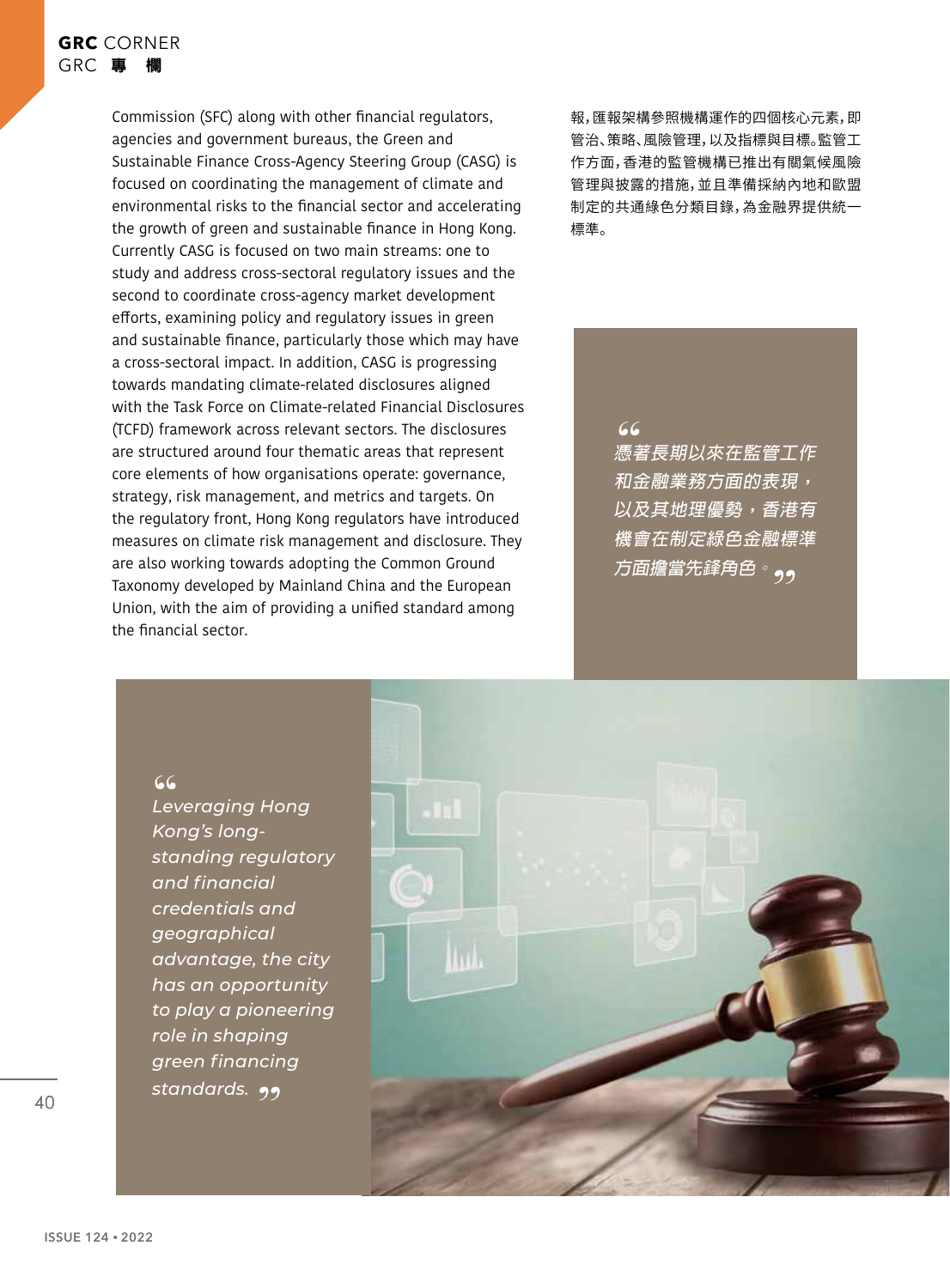Commission (SFC) along with other financial regulators, agencies and government bureaus, the Green and Sustainable Finance Cross-Agency Steering Group (CASG) is focused on coordinating the management of climate and environmental risks to the financial sector and accelerating the growth of green and sustainable finance in Hong Kong. Currently CASG is focused on two main streams: one to study and address cross-sectoral regulatory issues and the second to coordinate cross-agency market development efforts, examining policy and regulatory issues in green and sustainable finance, particularly those which may have a cross-sectoral impact. In addition, CASG is progressing towards mandating climate-related disclosures aligned with the Task Force on Climate-related Financial Disclosures (TCFD) framework across relevant sectors. The disclosures are structured around four thematic areas that represent core elements of how organisations operate: governance, strategy, risk management, and metrics and targets. On the regulatory front, Hong Kong regulators have introduced measures on climate risk management and disclosure. They are also working towards adopting the Common Ground Taxonomy developed by Mainland China and the European Union, with the aim of providing a unified standard among the financial sector.

報，匯報架構參照機構運作的四個核心元素，即管治、策略、風險管理，以及指標與目標。監管工作方面，香港的監管機構已推出有關氣候風險管理與披露的措施，並且準備採納內地和歐盟制定的共通綠色分類目錄，為金融界提供統一標準。

> *“憑著長期以來在監管工作和金融業務方面的表現，以及其地理優勢，香港有機會在制定綠色金融標準方面擔當先鋒角色。”*

> *“Leveraging Hong Kong’s long-standing regulatory and financial credentials and geographical advantage, the city has an opportunity to play a pioneering role in shaping green financing standards.”*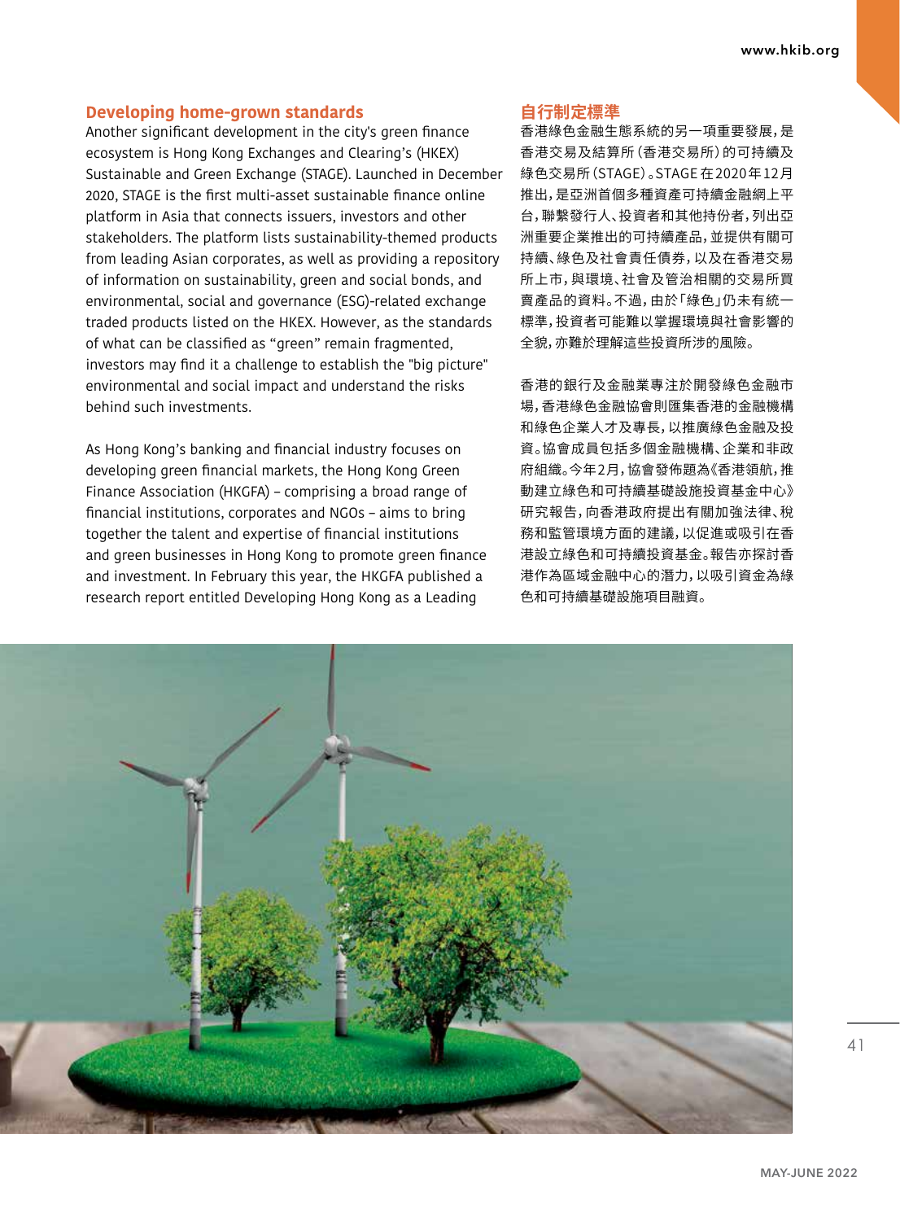## Developing home-grown standards

Another significant development in the city's green finance ecosystem is Hong Kong Exchanges and Clearing's (HKEX) Sustainable and Green Exchange (STAGE). Launched in December 2020, STAGE is the first multi-asset sustainable finance online platform in Asia that connects issuers, investors and other stakeholders. The platform lists sustainability-themed products from leading Asian corporates, as well as providing a repository of information on sustainability, green and social bonds, and environmental, social and governance (ESG)-related exchange traded products listed on the HKEX. However, as the standards of what can be classified as "green" remain fragmented, investors may find it a challenge to establish the "big picture" environmental and social impact and understand the risks behind such investments.

As Hong Kong's banking and financial industry focuses on developing green financial markets, the Hong Kong Green Finance Association (HKGFA) – comprising a broad range of financial institutions, corporates and NGOs – aims to bring together the talent and expertise of financial institutions and green businesses in Hong Kong to promote green finance and investment. In February this year, the HKGFA published a research report entitled Developing Hong Kong as a Leading

## 自行制定標準

香港綠色金融生態系統的另一項重要發展，是香港交易及結算所（香港交易所）的可持續及綠色交易所（STAGE）。STAGE在2020年12月推出，是亞洲首個多種資產可持續金融網上平台，聯繫發行人、投資者和其他持份者，列出亞洲重要企業推出的可持續產品，並提供有關可持續、綠色及社會責任債券，以及在香港交易所上市，與環境、社會及管治相關的交易所買賣產品的資料。不過，由於「綠色」仍未有統一標準，投資者可能難以掌握環境與社會影響的全貌，亦難於理解這些投資所涉的風險。

香港的銀行及金融業專注於開發綠色金融市場，香港綠色金融協會則匯集香港的金融機構和綠色企業人才及專長，以推廣綠色金融及投資。協會成員包括多個金融機構、企業和非政府組織。今年2月，協會發佈題為《香港領航，推動建立綠色和可持續基礎設施投資基金中心》研究報告，向香港政府提出有關加強法律、稅務和監管環境方面的建議，以促進或吸引在香港設立綠色和可持續投資基金。報告亦探討香港作為區域金融中心的潛力，以吸引資金為綠色和可持續基礎設施項目融資。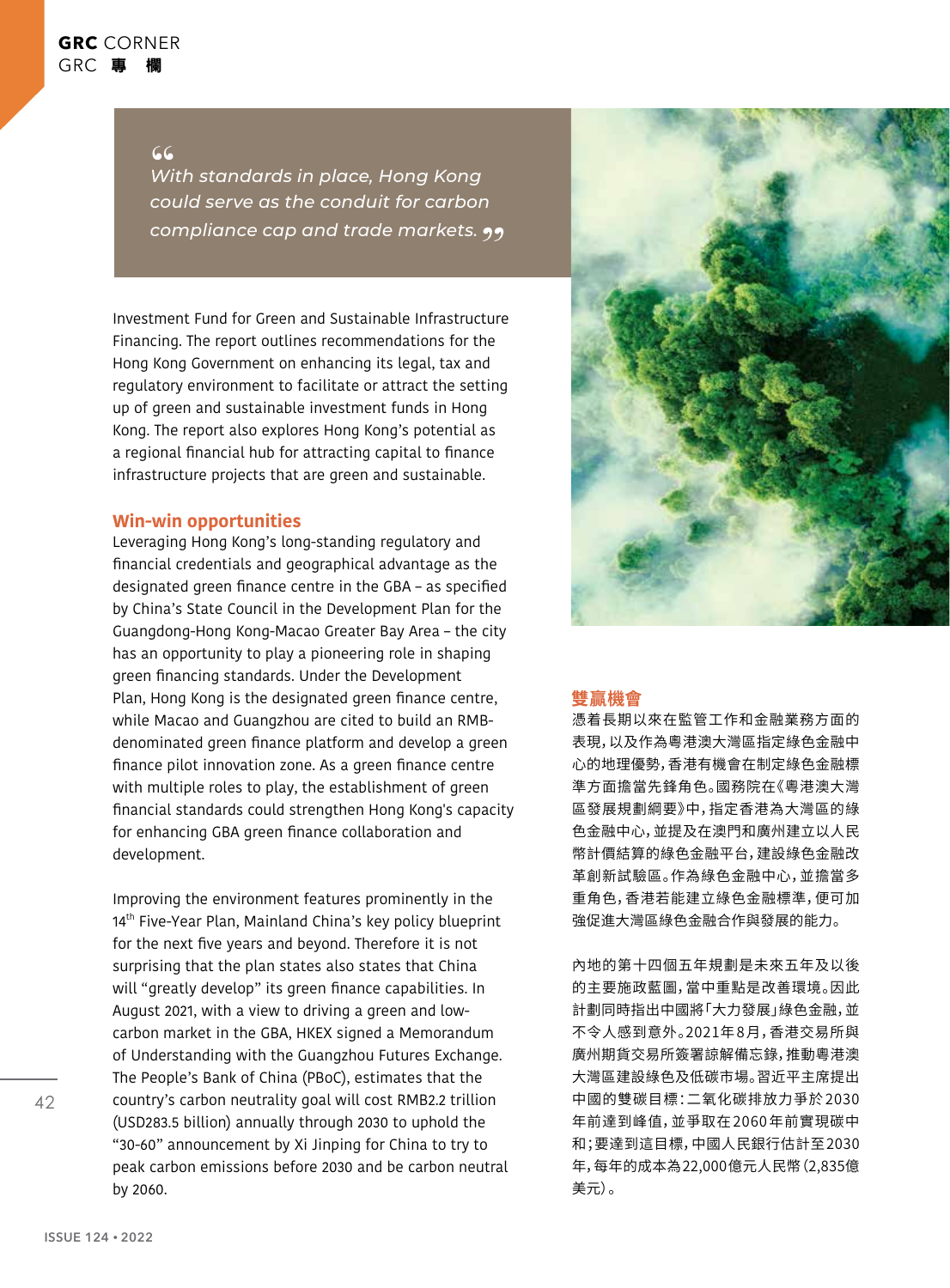> *With standards in place, Hong Kong could serve as the conduit for carbon compliance cap and trade markets.*

Investment Fund for Green and Sustainable Infrastructure Financing. The report outlines recommendations for the Hong Kong Government on enhancing its legal, tax and regulatory environment to facilitate or attract the setting up of green and sustainable investment funds in Hong Kong. The report also explores Hong Kong's potential as a regional financial hub for attracting capital to finance infrastructure projects that are green and sustainable.

## Win-win opportunities

Leveraging Hong Kong's long-standing regulatory and financial credentials and geographical advantage as the designated green finance centre in the GBA – as specified by China's State Council in the Development Plan for the Guangdong-Hong Kong-Macao Greater Bay Area – the city has an opportunity to play a pioneering role in shaping green financing standards. Under the Development Plan, Hong Kong is the designated green finance centre, while Macao and Guangzhou are cited to build an RMB-denominated green finance platform and develop a green finance pilot innovation zone. As a green finance centre with multiple roles to play, the establishment of green financial standards could strengthen Hong Kong's capacity for enhancing GBA green finance collaboration and development.

Improving the environment features prominently in the 14th Five-Year Plan, Mainland China's key policy blueprint for the next five years and beyond. Therefore it is not surprising that the plan states also states that China will "greatly develop" its green finance capabilities. In August 2021, with a view to driving a green and low-carbon market in the GBA, HKEX signed a Memorandum of Understanding with the Guangzhou Futures Exchange. The People's Bank of China (PBoC), estimates that the country's carbon neutrality goal will cost RMB2.2 trillion (USD283.5 billion) annually through 2030 to uphold the "30-60" announcement by Xi Jinping for China to try to peak carbon emissions before 2030 and be carbon neutral by 2060.

## 雙贏機會

憑着長期以來在監管工作和金融業務方面的表現，以及作為粵港澳大灣區指定綠色金融中心的地理優勢，香港有機會在制定綠色金融標準方面擔當先鋒角色。國務院在《粵港澳大灣區發展規劃綱要》中，指定香港為大灣區的綠色金融中心，並提及在澳門和廣州建立以人民幣計價結算的綠色金融平台，建設綠色金融改革創新試驗區。作為綠色金融中心，並擔當多重角色，香港若能建立綠色金融標準，便可加強促進大灣區綠色金融合作與發展的能力。

內地的第十四個五年規劃是未來五年及以後的主要施政藍圖，當中重點是改善環境。因此計劃同時指出中國將「大力發展」綠色金融，並不令人感到意外。2021年8月，香港交易所與廣州期貨交易所簽署諒解備忘錄，推動粵港澳大灣區建設綠色及低碳市場。習近平主席提出中國的雙碳目標：二氧化碳排放力爭於2030年前達到峰值，並爭取在2060年前實現碳中和；要達到這目標，中國人民銀行估計至2030年，每年的成本為22,000億元人民幣（2,835億美元）。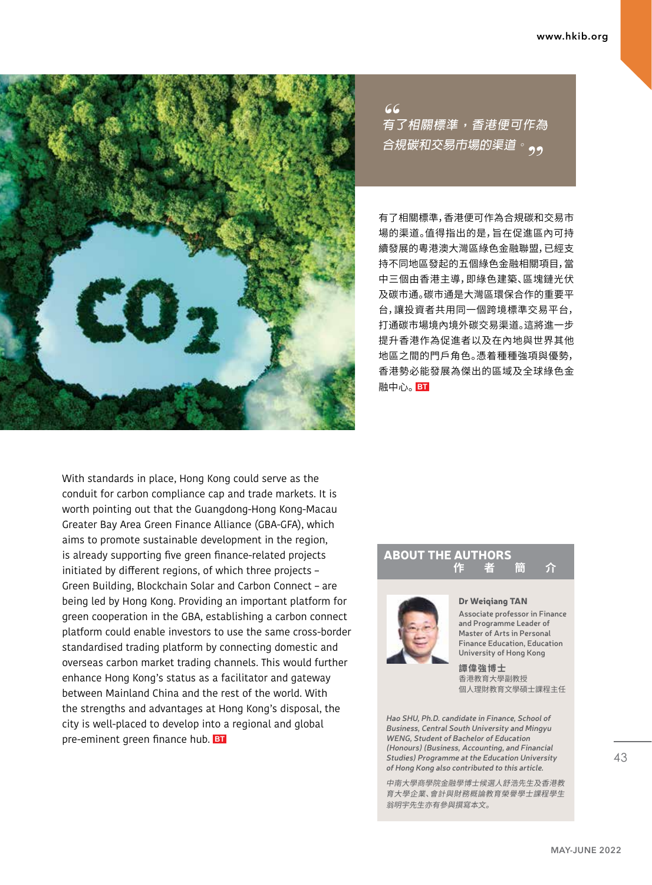> 有了相關標準，香港便可作為合規碳和交易市場的渠道。

有了相關標準，香港便可作為合規碳和交易市場的渠道。值得指出的是，旨在促進區內可持續發展的粵港澳大灣區綠色金融聯盟，已經支持不同地區發起的五個綠色金融相關項目，當中三個由香港主導，即綠色建築、區塊鏈光伏及碳市通。碳市通是大灣區環保合作的重要平台，讓投資者共用同一個跨境標準交易平台，打通碳市場境內境外碳交易渠道。這將進一步提升香港作為促進者以及在內地與世界其他地區之間的門戶角色。憑着種種強項與優勢，香港勢必能發展為傑出的區域及全球綠色金融中心。BT

With standards in place, Hong Kong could serve as the conduit for carbon compliance cap and trade markets. It is worth pointing out that the Guangdong-Hong Kong-Macau Greater Bay Area Green Finance Alliance (GBA-GFA), which aims to promote sustainable development in the region, is already supporting five green finance-related projects initiated by different regions, of which three projects – Green Building, Blockchain Solar and Carbon Connect – are being led by Hong Kong. Providing an important platform for green cooperation in the GBA, establishing a carbon connect platform could enable investors to use the same cross-border standardised trading platform by connecting domestic and overseas carbon market trading channels. This would further enhance Hong Kong's status as a facilitator and gateway between Mainland China and the rest of the world. With the strengths and advantages at Hong Kong's disposal, the city is well-placed to develop into a regional and global pre-eminent green finance hub. BT

## ABOUT THE AUTHORS 作者簡介

**Dr Weiqiang TAN**
Associate professor in Finance and Programme Leader of Master of Arts in Personal Finance Education, Education University of Hong Kong

**譚偉強博士**
香港教育大學副教授
個人理財教育文學碩士課程主任

*Hao SHU, Ph.D. candidate in Finance, School of Business, Central South University and Mingyu WENG, Student of Bachelor of Education (Honours) (Business, Accounting, and Financial Studies) Programme at the Education University of Hong Kong also contributed to this article.*

*中南大學商學院金融學博士候選人舒浩先生及香港教育大學企業、會計與財務概論教育榮譽學士課程學生翁明宇先生亦有參與撰寫本文。*